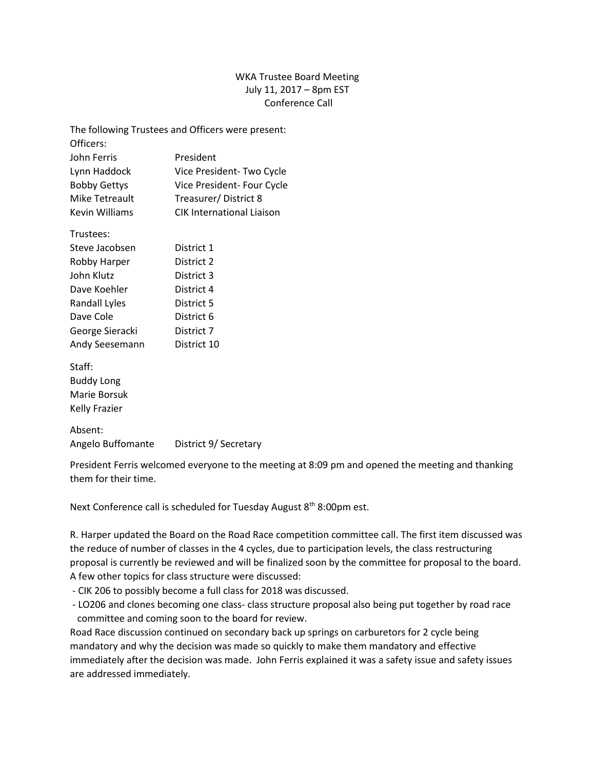WKA Trustee Board Meeting
July 11, 2017 – 8pm EST
Conference Call

The following Trustees and Officers were present:

Officers:

| | |
|---|---|
| John Ferris | President |
| Lynn Haddock | Vice President- Two Cycle |
| Bobby Gettys | Vice President- Four Cycle |
| Mike Tetreault | Treasurer/ District 8 |
| Kevin Williams | CIK International Liaison |

Trustees:

| | |
|---|---|
| Steve Jacobsen | District 1 |
| Robby Harper | District 2 |
| John Klutz | District 3 |
| Dave Koehler | District 4 |
| Randall Lyles | District 5 |
| Dave Cole | District 6 |
| George Sieracki | District 7 |
| Andy Seesemann | District 10 |

Staff:
Buddy Long
Marie Borsuk
Kelly Frazier

Absent:

| | |
|---|---|
| Angelo Buffomante | District 9/ Secretary |

President Ferris welcomed everyone to the meeting at 8:09 pm and opened the meeting and thanking them for their time.

Next Conference call is scheduled for Tuesday August 8th 8:00pm est.

R. Harper updated the Board on the Road Race competition committee call. The first item discussed was the reduce of number of classes in the 4 cycles, due to participation levels, the class restructuring proposal is currently be reviewed and will be finalized soon by the committee for proposal to the board. A few other topics for class structure were discussed:

- CIK 206 to possibly become a full class for 2018 was discussed.
- LO206 and clones becoming one class- class structure proposal also being put together by road race committee and coming soon to the board for review.

Road Race discussion continued on secondary back up springs on carburetors for 2 cycle being mandatory and why the decision was made so quickly to make them mandatory and effective immediately after the decision was made. John Ferris explained it was a safety issue and safety issues are addressed immediately.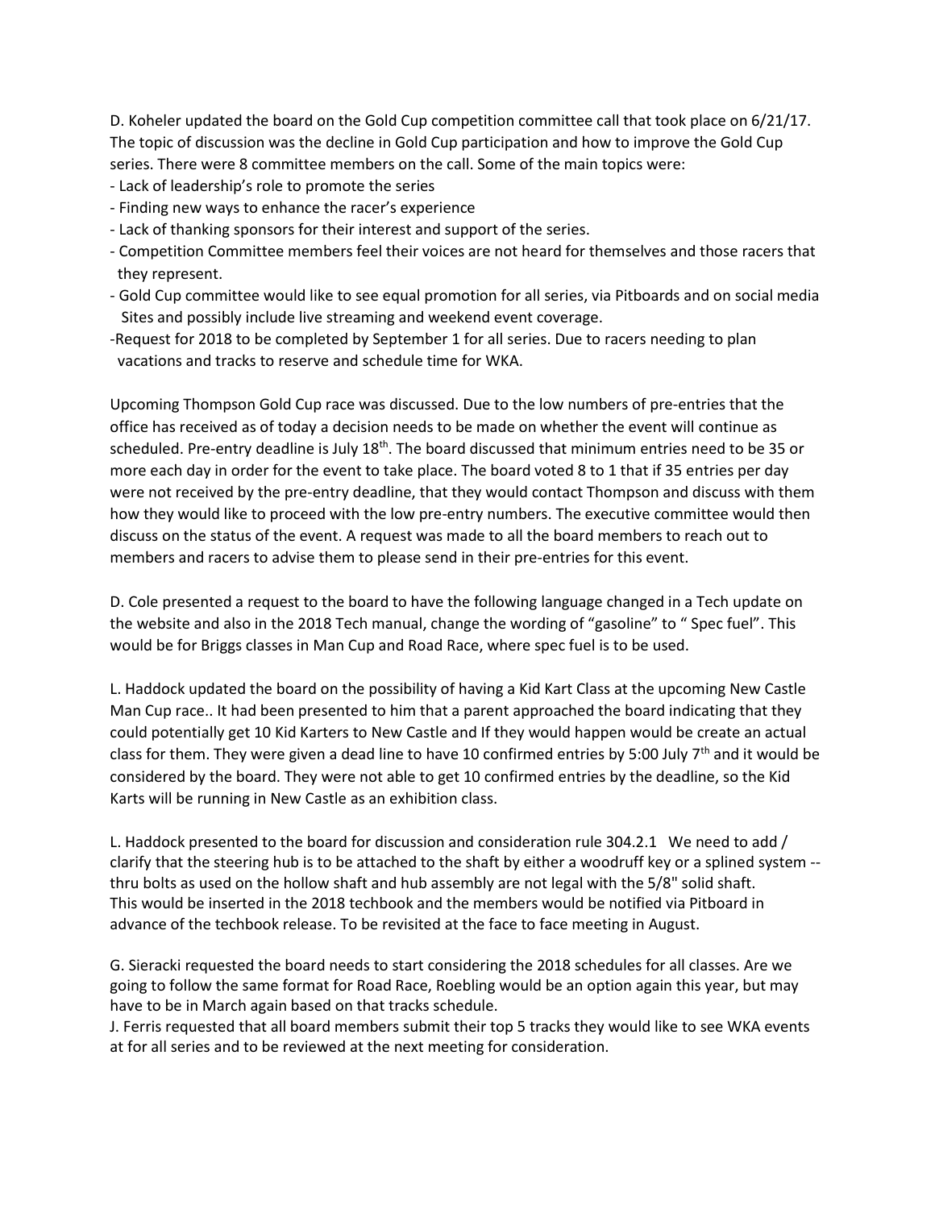D. Koheler updated the board on the Gold Cup competition committee call that took place on 6/21/17. The topic of discussion was the decline in Gold Cup participation and how to improve the Gold Cup series. There were 8 committee members on the call. Some of the main topics were:

- Lack of leadership's role to promote the series
- Finding new ways to enhance the racer's experience
- Lack of thanking sponsors for their interest and support of the series.
- Competition Committee members feel their voices are not heard for themselves and those racers that they represent.
- Gold Cup committee would like to see equal promotion for all series, via Pitboards and on social media Sites and possibly include live streaming and weekend event coverage.
- Request for 2018 to be completed by September 1 for all series. Due to racers needing to plan vacations and tracks to reserve and schedule time for WKA.

Upcoming Thompson Gold Cup race was discussed. Due to the low numbers of pre-entries that the office has received as of today a decision needs to be made on whether the event will continue as scheduled. Pre-entry deadline is July 18th. The board discussed that minimum entries need to be 35 or more each day in order for the event to take place. The board voted 8 to 1 that if 35 entries per day were not received by the pre-entry deadline, that they would contact Thompson and discuss with them how they would like to proceed with the low pre-entry numbers. The executive committee would then discuss on the status of the event. A request was made to all the board members to reach out to members and racers to advise them to please send in their pre-entries for this event.

D. Cole presented a request to the board to have the following language changed in a Tech update on the website and also in the 2018 Tech manual, change the wording of "gasoline" to " Spec fuel". This would be for Briggs classes in Man Cup and Road Race, where spec fuel is to be used.

L. Haddock updated the board on the possibility of having a Kid Kart Class at the upcoming New Castle Man Cup race.. It had been presented to him that a parent approached the board indicating that they could potentially get 10 Kid Karters to New Castle and If they would happen would be create an actual class for them. They were given a dead line to have 10 confirmed entries by 5:00 July 7th and it would be considered by the board. They were not able to get 10 confirmed entries by the deadline, so the Kid Karts will be running in New Castle as an exhibition class.

L. Haddock presented to the board for discussion and consideration rule 304.2.1 We need to add / clarify that the steering hub is to be attached to the shaft by either a woodruff key or a splined system -- thru bolts as used on the hollow shaft and hub assembly are not legal with the 5/8" solid shaft. This would be inserted in the 2018 techbook and the members would be notified via Pitboard in advance of the techbook release. To be revisited at the face to face meeting in August.

G. Sieracki requested the board needs to start considering the 2018 schedules for all classes. Are we going to follow the same format for Road Race, Roebling would be an option again this year, but may have to be in March again based on that tracks schedule.
J. Ferris requested that all board members submit their top 5 tracks they would like to see WKA events at for all series and to be reviewed at the next meeting for consideration.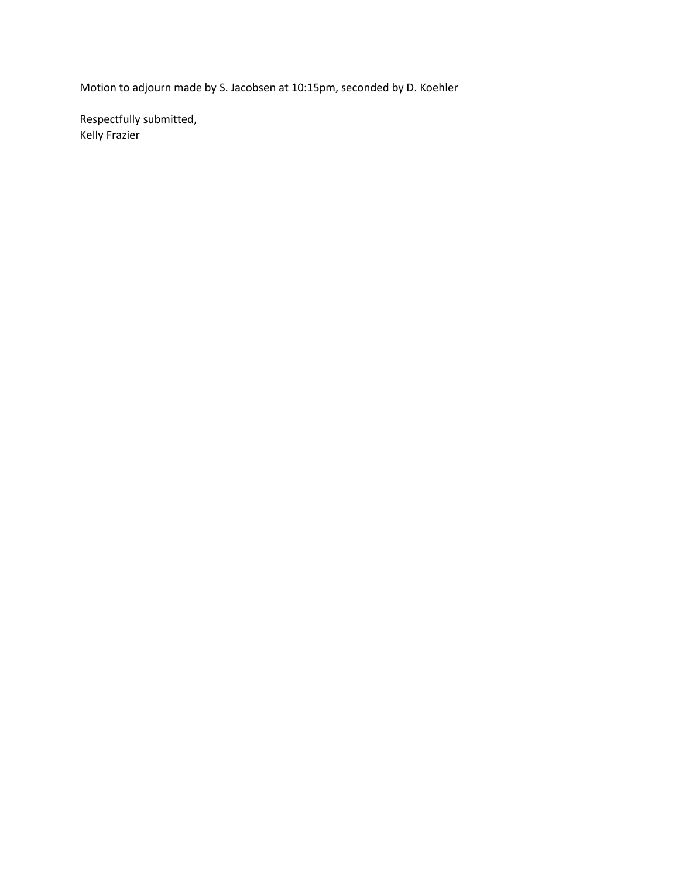Motion to adjourn made by S. Jacobsen at 10:15pm, seconded by D. Koehler

Respectfully submitted,
Kelly Frazier